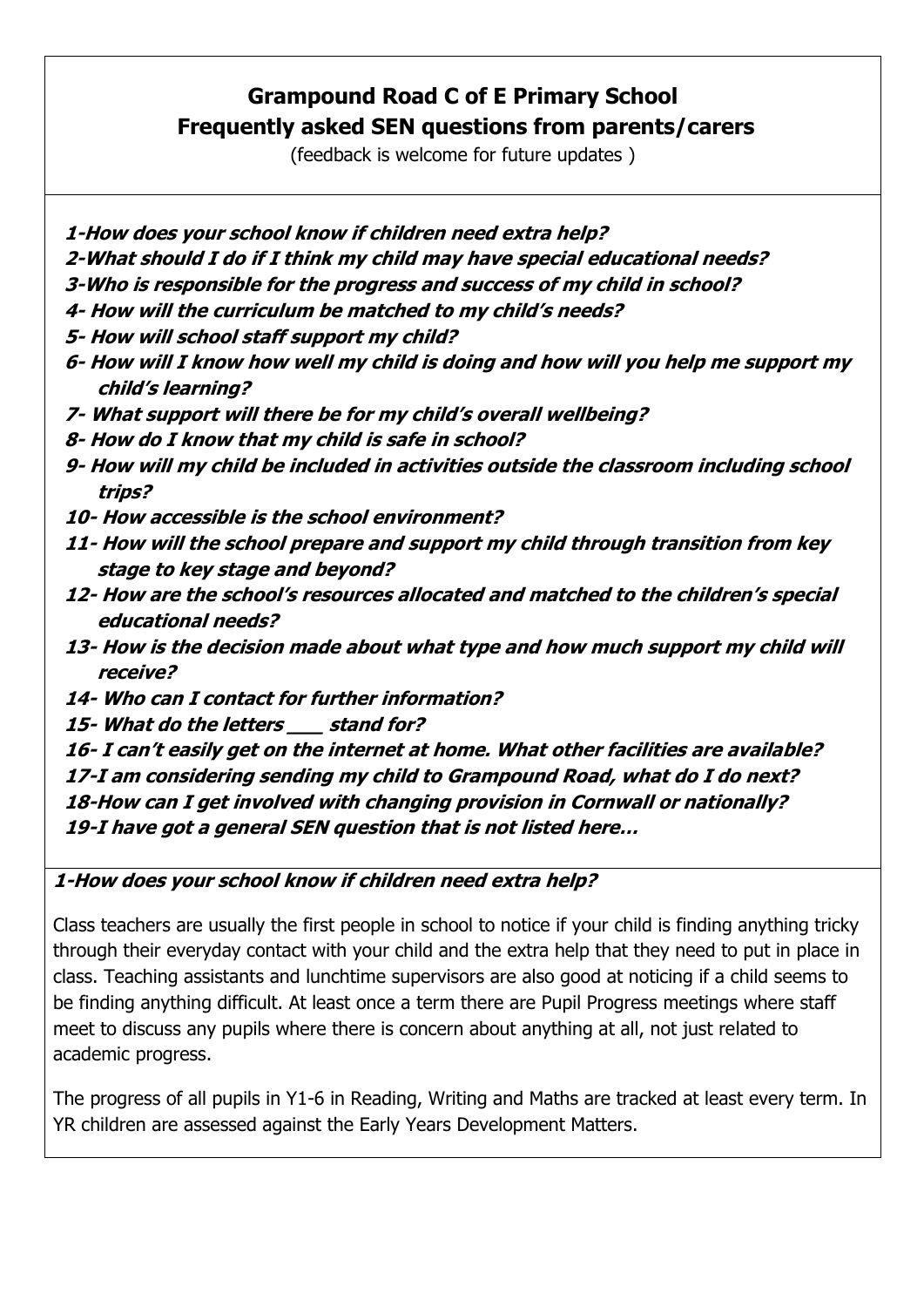# Grampound Road C of E Primary School

## Frequently asked SEN questions from parents/carers

(feedback is welcome for future updates )

**1-How does your school know if children need extra help?**
**2-What should I do if I think my child may have special educational needs?**
**3-Who is responsible for the progress and success of my child in school?**
**4- How will the curriculum be matched to my child's needs?**
**5- How will school staff support my child?**
**6- How will I know how well my child is doing and how will you help me support my child's learning?**
**7- What support will there be for my child's overall wellbeing?**
**8- How do I know that my child is safe in school?**
**9- How will my child be included in activities outside the classroom including school trips?**
**10- How accessible is the school environment?**
**11- How will the school prepare and support my child through transition from key stage to key stage and beyond?**
**12- How are the school's resources allocated and matched to the children's special educational needs?**
**13- How is the decision made about what type and how much support my child will receive?**
**14- Who can I contact for further information?**
**15- What do the letters ___ stand for?**
**16- I can't easily get on the internet at home. What other facilities are available?**
**17-I am considering sending my child to Grampound Road, what do I do next?**
**18-How can I get involved with changing provision in Cornwall or nationally?**
**19-I have got a general SEN question that is not listed here…**

### 1-How does your school know if children need extra help?

Class teachers are usually the first people in school to notice if your child is finding anything tricky through their everyday contact with your child and the extra help that they need to put in place in class. Teaching assistants and lunchtime supervisors are also good at noticing if a child seems to be finding anything difficult. At least once a term there are Pupil Progress meetings where staff meet to discuss any pupils where there is concern about anything at all, not just related to academic progress.

The progress of all pupils in Y1-6 in Reading, Writing and Maths are tracked at least every term. In YR children are assessed against the Early Years Development Matters.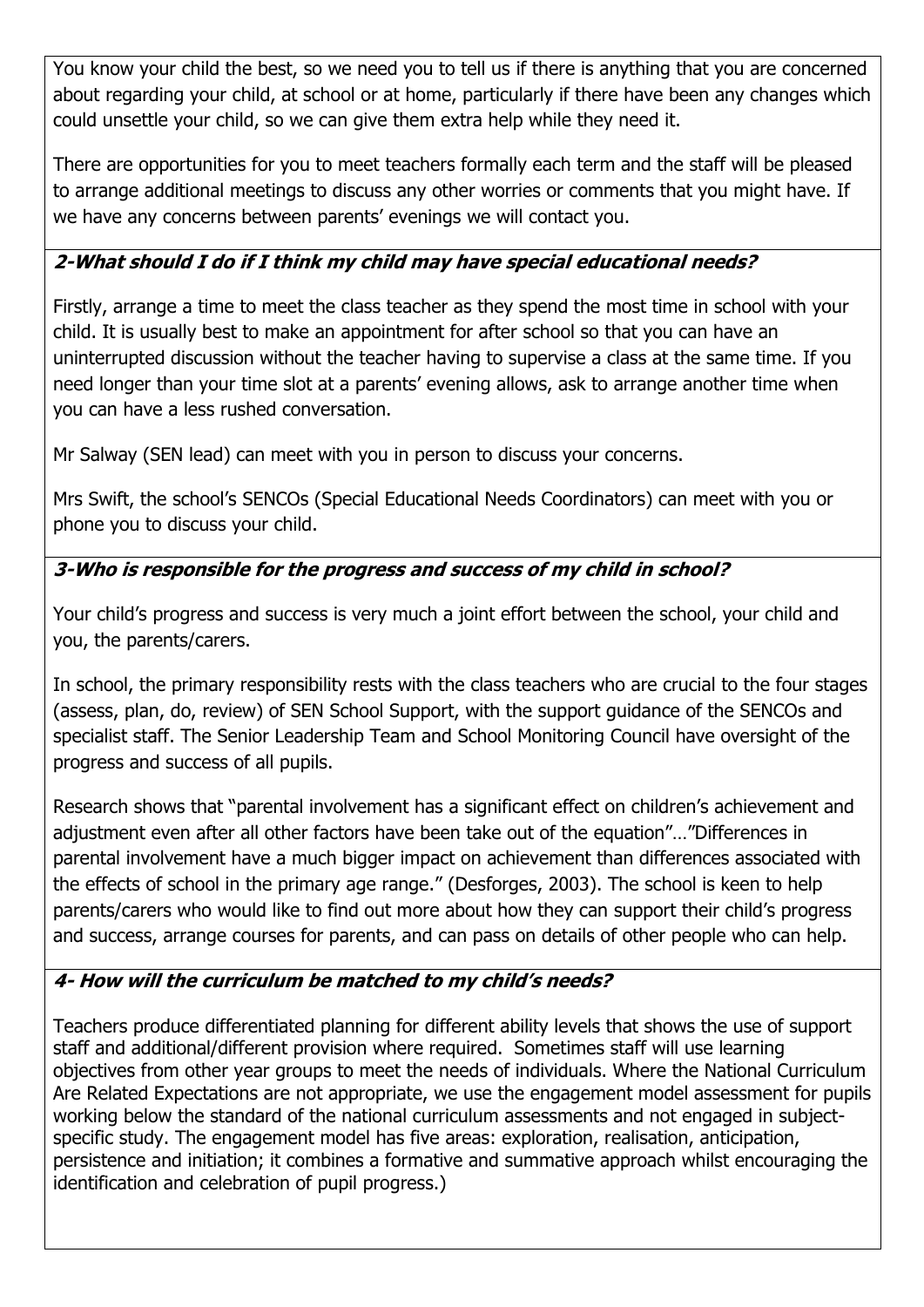You know your child the best, so we need you to tell us if there is anything that you are concerned about regarding your child, at school or at home, particularly if there have been any changes which could unsettle your child, so we can give them extra help while they need it.

There are opportunities for you to meet teachers formally each term and the staff will be pleased to arrange additional meetings to discuss any other worries or comments that you might have. If we have any concerns between parents' evenings we will contact you.

### ***2-What should I do if I think my child may have special educational needs?***

Firstly, arrange a time to meet the class teacher as they spend the most time in school with your child. It is usually best to make an appointment for after school so that you can have an uninterrupted discussion without the teacher having to supervise a class at the same time. If you need longer than your time slot at a parents' evening allows, ask to arrange another time when you can have a less rushed conversation.

Mr Salway (SEN lead) can meet with you in person to discuss your concerns.

Mrs Swift, the school's SENCOs (Special Educational Needs Coordinators) can meet with you or phone you to discuss your child.

### ***3-Who is responsible for the progress and success of my child in school?***

Your child's progress and success is very much a joint effort between the school, your child and you, the parents/carers.

In school, the primary responsibility rests with the class teachers who are crucial to the four stages (assess, plan, do, review) of SEN School Support, with the support guidance of the SENCOs and specialist staff. The Senior Leadership Team and School Monitoring Council have oversight of the progress and success of all pupils.

Research shows that "parental involvement has a significant effect on children's achievement and adjustment even after all other factors have been take out of the equation"…"Differences in parental involvement have a much bigger impact on achievement than differences associated with the effects of school in the primary age range." (Desforges, 2003). The school is keen to help parents/carers who would like to find out more about how they can support their child's progress and success, arrange courses for parents, and can pass on details of other people who can help.

### ***4- How will the curriculum be matched to my child's needs?***

Teachers produce differentiated planning for different ability levels that shows the use of support staff and additional/different provision where required. Sometimes staff will use learning objectives from other year groups to meet the needs of individuals. Where the National Curriculum Are Related Expectations are not appropriate, we use the engagement model assessment for pupils working below the standard of the national curriculum assessments and not engaged in subject-specific study. The engagement model has five areas: exploration, realisation, anticipation, persistence and initiation; it combines a formative and summative approach whilst encouraging the identification and celebration of pupil progress.)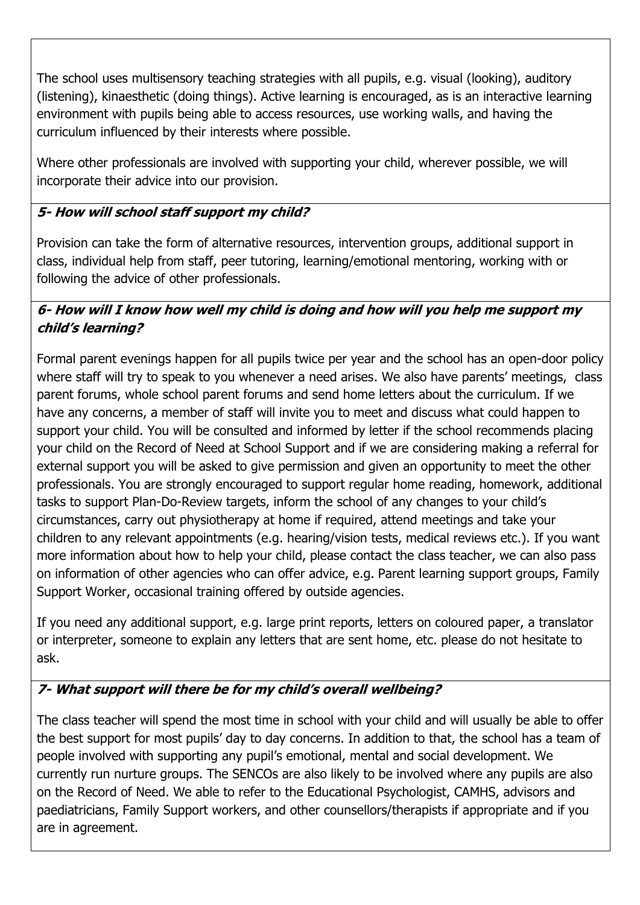The school uses multisensory teaching strategies with all pupils, e.g. visual (looking), auditory (listening), kinaesthetic (doing things). Active learning is encouraged, as is an interactive learning environment with pupils being able to access resources, use working walls, and having the curriculum influenced by their interests where possible.

Where other professionals are involved with supporting your child, wherever possible, we will incorporate their advice into our provision.

### *5- How will school staff support my child?*

Provision can take the form of alternative resources, intervention groups, additional support in class, individual help from staff, peer tutoring, learning/emotional mentoring, working with or following the advice of other professionals.

### *6- How will I know how well my child is doing and how will you help me support my child's learning?*

Formal parent evenings happen for all pupils twice per year and the school has an open-door policy where staff will try to speak to you whenever a need arises. We also have parents' meetings, class parent forums, whole school parent forums and send home letters about the curriculum. If we have any concerns, a member of staff will invite you to meet and discuss what could happen to support your child. You will be consulted and informed by letter if the school recommends placing your child on the Record of Need at School Support and if we are considering making a referral for external support you will be asked to give permission and given an opportunity to meet the other professionals. You are strongly encouraged to support regular home reading, homework, additional tasks to support Plan-Do-Review targets, inform the school of any changes to your child's circumstances, carry out physiotherapy at home if required, attend meetings and take your children to any relevant appointments (e.g. hearing/vision tests, medical reviews etc.). If you want more information about how to help your child, please contact the class teacher, we can also pass on information of other agencies who can offer advice, e.g. Parent learning support groups, Family Support Worker, occasional training offered by outside agencies.

If you need any additional support, e.g. large print reports, letters on coloured paper, a translator or interpreter, someone to explain any letters that are sent home, etc. please do not hesitate to ask.

### *7- What support will there be for my child's overall wellbeing?*

The class teacher will spend the most time in school with your child and will usually be able to offer the best support for most pupils' day to day concerns. In addition to that, the school has a team of people involved with supporting any pupil's emotional, mental and social development. We currently run nurture groups. The SENCOs are also likely to be involved where any pupils are also on the Record of Need. We able to refer to the Educational Psychologist, CAMHS, advisors and paediatricians, Family Support workers, and other counsellors/therapists if appropriate and if you are in agreement.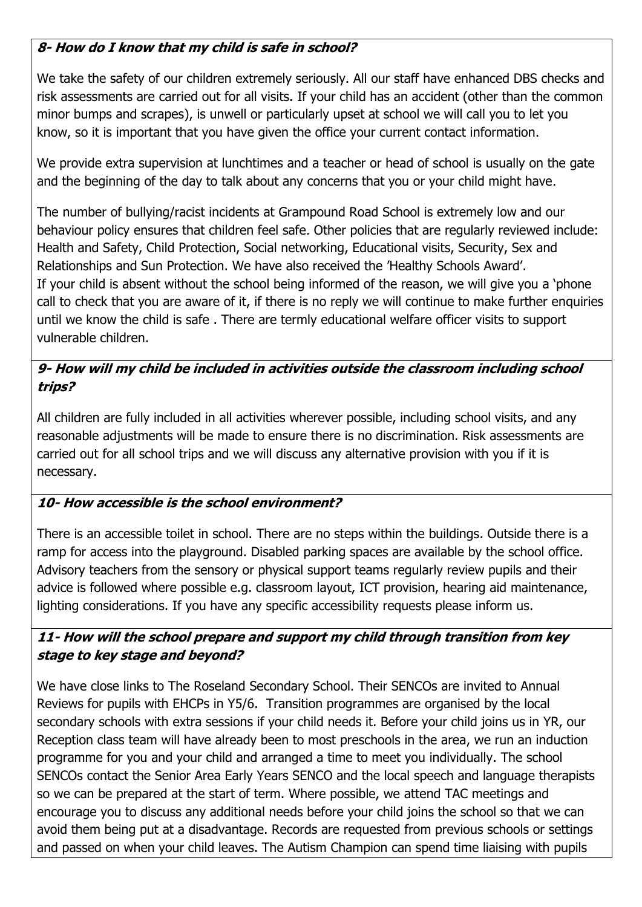### *8- How do I know that my child is safe in school?*

We take the safety of our children extremely seriously. All our staff have enhanced DBS checks and risk assessments are carried out for all visits. If your child has an accident (other than the common minor bumps and scrapes), is unwell or particularly upset at school we will call you to let you know, so it is important that you have given the office your current contact information.

We provide extra supervision at lunchtimes and a teacher or head of school is usually on the gate and the beginning of the day to talk about any concerns that you or your child might have.

The number of bullying/racist incidents at Grampound Road School is extremely low and our behaviour policy ensures that children feel safe. Other policies that are regularly reviewed include: Health and Safety, Child Protection, Social networking, Educational visits, Security, Sex and Relationships and Sun Protection. We have also received the 'Healthy Schools Award'.
If your child is absent without the school being informed of the reason, we will give you a 'phone call to check that you are aware of it, if there is no reply we will continue to make further enquiries until we know the child is safe . There are termly educational welfare officer visits to support vulnerable children.

### *9- How will my child be included in activities outside the classroom including school trips?*

All children are fully included in all activities wherever possible, including school visits, and any reasonable adjustments will be made to ensure there is no discrimination. Risk assessments are carried out for all school trips and we will discuss any alternative provision with you if it is necessary.

### *10- How accessible is the school environment?*

There is an accessible toilet in school. There are no steps within the buildings. Outside there is a ramp for access into the playground. Disabled parking spaces are available by the school office. Advisory teachers from the sensory or physical support teams regularly review pupils and their advice is followed where possible e.g. classroom layout, ICT provision, hearing aid maintenance, lighting considerations. If you have any specific accessibility requests please inform us.

### *11- How will the school prepare and support my child through transition from key stage to key stage and beyond?*

We have close links to The Roseland Secondary School. Their SENCOs are invited to Annual Reviews for pupils with EHCPs in Y5/6. Transition programmes are organised by the local secondary schools with extra sessions if your child needs it. Before your child joins us in YR, our Reception class team will have already been to most preschools in the area, we run an induction programme for you and your child and arranged a time to meet you individually. The school SENCOs contact the Senior Area Early Years SENCO and the local speech and language therapists so we can be prepared at the start of term. Where possible, we attend TAC meetings and encourage you to discuss any additional needs before your child joins the school so that we can avoid them being put at a disadvantage. Records are requested from previous schools or settings and passed on when your child leaves. The Autism Champion can spend time liaising with pupils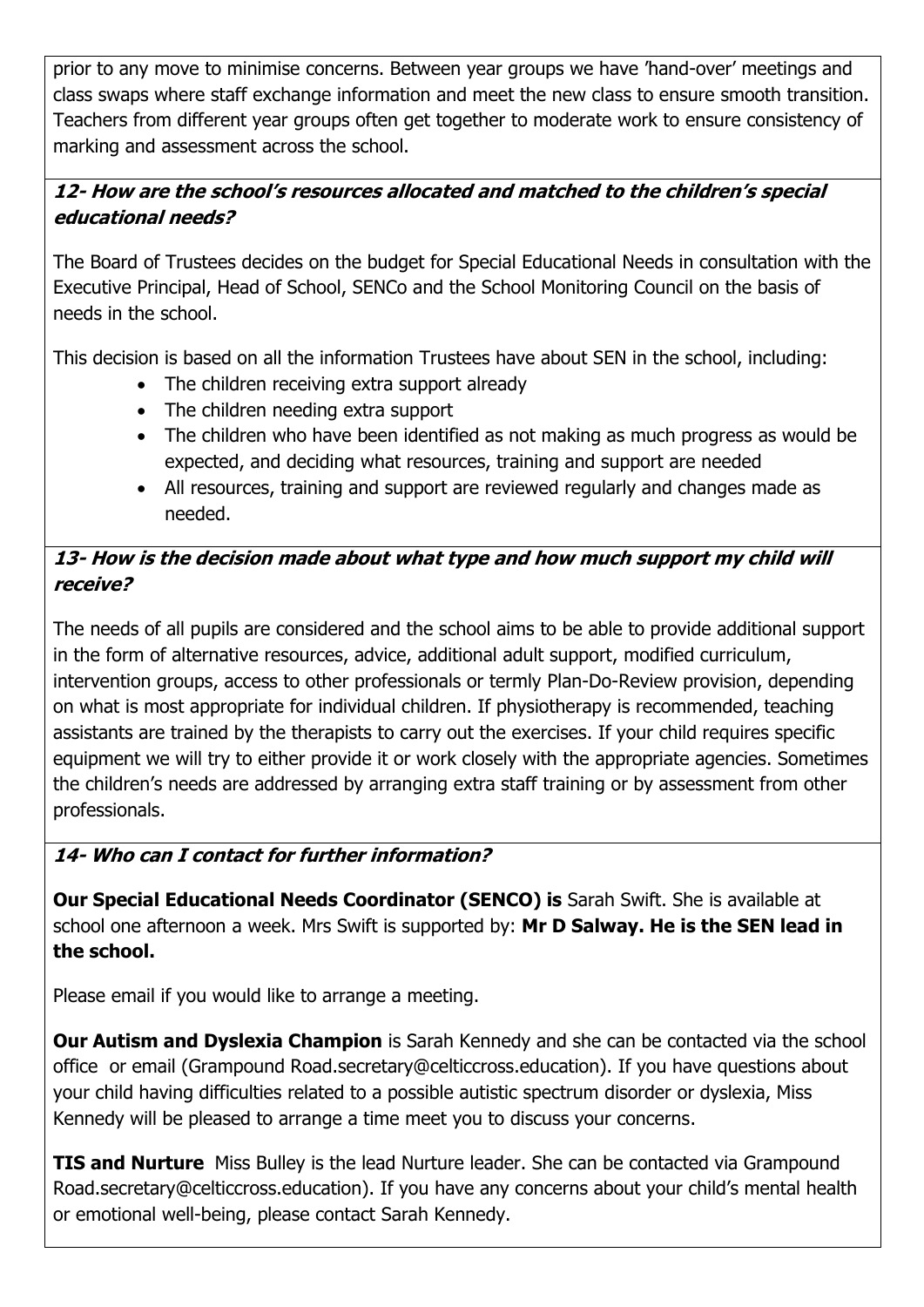prior to any move to minimise concerns. Between year groups we have 'hand-over' meetings and class swaps where staff exchange information and meet the new class to ensure smooth transition. Teachers from different year groups often get together to moderate work to ensure consistency of marking and assessment across the school.

### *12- How are the school's resources allocated and matched to the children's special educational needs?*

The Board of Trustees decides on the budget for Special Educational Needs in consultation with the Executive Principal, Head of School, SENCo and the School Monitoring Council on the basis of needs in the school.

This decision is based on all the information Trustees have about SEN in the school, including:

- The children receiving extra support already
- The children needing extra support
- The children who have been identified as not making as much progress as would be expected, and deciding what resources, training and support are needed
- All resources, training and support are reviewed regularly and changes made as needed.

### *13- How is the decision made about what type and how much support my child will receive?*

The needs of all pupils are considered and the school aims to be able to provide additional support in the form of alternative resources, advice, additional adult support, modified curriculum, intervention groups, access to other professionals or termly Plan-Do-Review provision, depending on what is most appropriate for individual children. If physiotherapy is recommended, teaching assistants are trained by the therapists to carry out the exercises. If your child requires specific equipment we will try to either provide it or work closely with the appropriate agencies. Sometimes the children's needs are addressed by arranging extra staff training or by assessment from other professionals.

### *14- Who can I contact for further information?*

**Our Special Educational Needs Coordinator (SENCO) is** Sarah Swift. She is available at school one afternoon a week. Mrs Swift is supported by: **Mr D Salway. He is the SEN lead in the school.**

Please email if you would like to arrange a meeting.

**Our Autism and Dyslexia Champion** is Sarah Kennedy and she can be contacted via the school office or email (Grampound Road.secretary@celticcross.education). If you have questions about your child having difficulties related to a possible autistic spectrum disorder or dyslexia, Miss Kennedy will be pleased to arrange a time meet you to discuss your concerns.

**TIS and Nurture** Miss Bulley is the lead Nurture leader. She can be contacted via Grampound Road.secretary@celticcross.education). If you have any concerns about your child's mental health or emotional well-being, please contact Sarah Kennedy.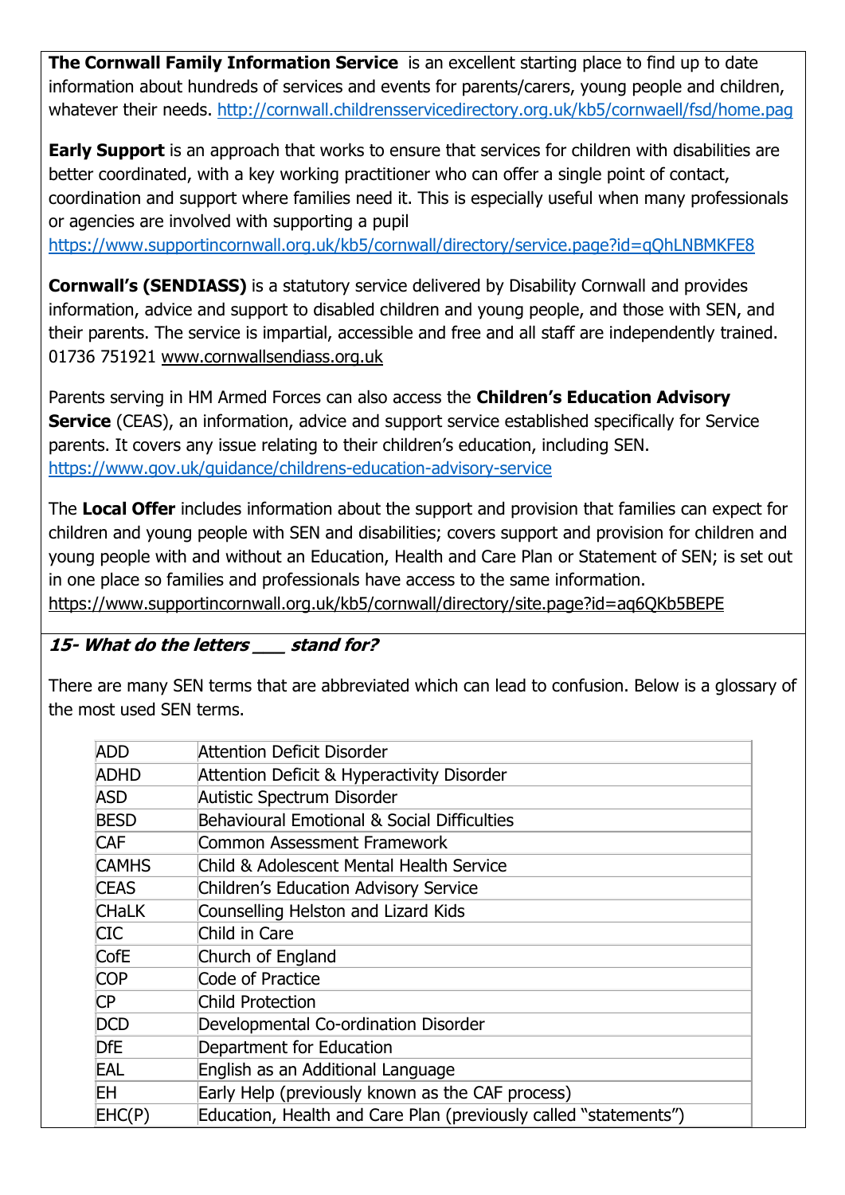**The Cornwall Family Information Service** is an excellent starting place to find up to date information about hundreds of services and events for parents/carers, young people and children, whatever their needs. http://cornwall.childrensservicedirectory.org.uk/kb5/cornwaell/fsd/home.pag

**Early Support** is an approach that works to ensure that services for children with disabilities are better coordinated, with a key working practitioner who can offer a single point of contact, coordination and support where families need it. This is especially useful when many professionals or agencies are involved with supporting a pupil https://www.supportincornwall.org.uk/kb5/cornwall/directory/service.page?id=qQhLNBMKFE8

**Cornwall's (SENDIASS)** is a statutory service delivered by Disability Cornwall and provides information, advice and support to disabled children and young people, and those with SEN, and their parents. The service is impartial, accessible and free and all staff are independently trained. 01736 751921 www.cornwallsendiass.org.uk

Parents serving in HM Armed Forces can also access the **Children's Education Advisory Service** (CEAS), an information, advice and support service established specifically for Service parents. It covers any issue relating to their children's education, including SEN. https://www.gov.uk/guidance/childrens-education-advisory-service

The **Local Offer** includes information about the support and provision that families can expect for children and young people with SEN and disabilities; covers support and provision for children and young people with and without an Education, Health and Care Plan or Statement of SEN; is set out in one place so families and professionals have access to the same information. https://www.supportincornwall.org.uk/kb5/cornwall/directory/site.page?id=aq6QKb5BEPE

***15- What do the letters ___ stand for?***

There are many SEN terms that are abbreviated which can lead to confusion. Below is a glossary of the most used SEN terms.

| | |
|---|---|
| ADD | Attention Deficit Disorder |
| ADHD | Attention Deficit & Hyperactivity Disorder |
| ASD | Autistic Spectrum Disorder |
| BESD | Behavioural Emotional & Social Difficulties |
| CAF | Common Assessment Framework |
| CAMHS | Child & Adolescent Mental Health Service |
| CEAS | Children's Education Advisory Service |
| CHaLK | Counselling Helston and Lizard Kids |
| CIC | Child in Care |
| CofE | Church of England |
| COP | Code of Practice |
| CP | Child Protection |
| DCD | Developmental Co-ordination Disorder |
| DfE | Department for Education |
| EAL | English as an Additional Language |
| EH | Early Help (previously known as the CAF process) |
| EHC(P) | Education, Health and Care Plan (previously called "statements") |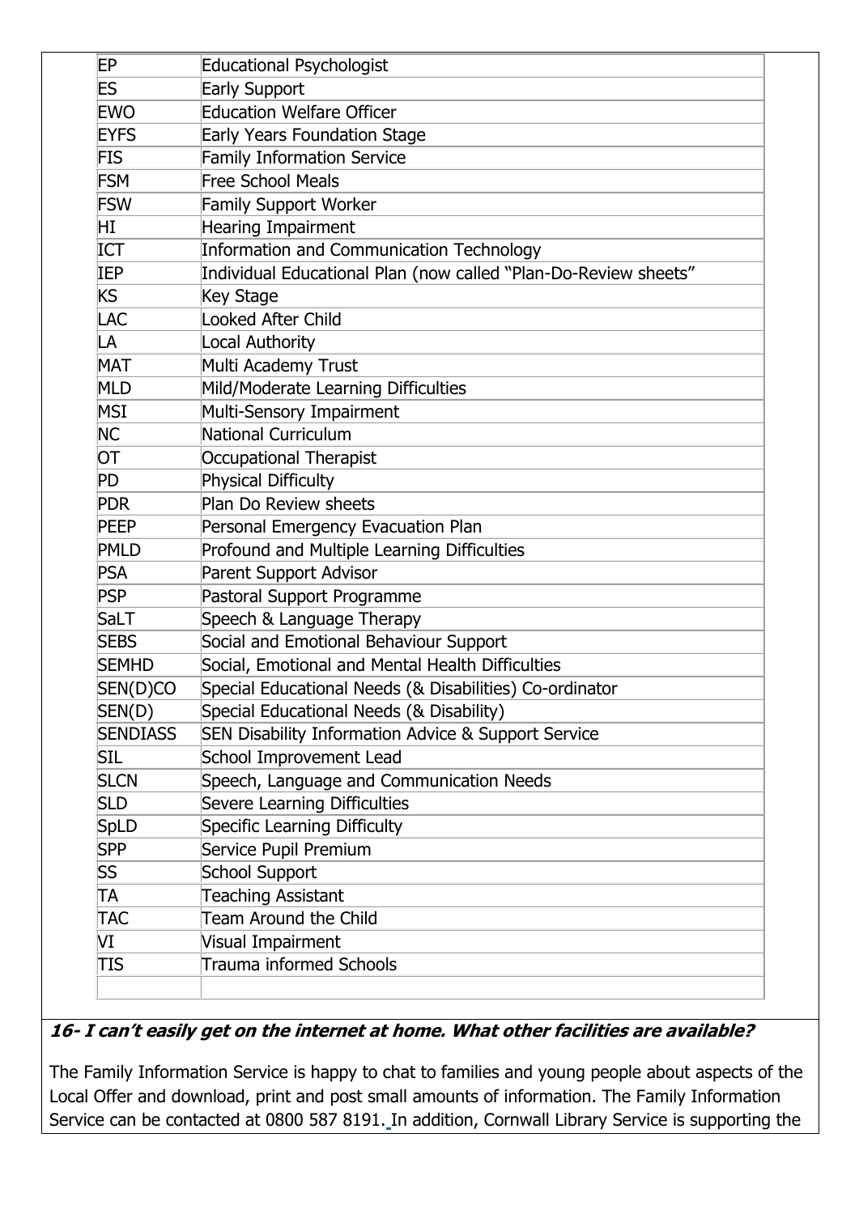| | |
|---|---|
| EP | Educational Psychologist |
| ES | Early Support |
| EWO | Education Welfare Officer |
| EYFS | Early Years Foundation Stage |
| FIS | Family Information Service |
| FSM | Free School Meals |
| FSW | Family Support Worker |
| HI | Hearing Impairment |
| ICT | Information and Communication Technology |
| IEP | Individual Educational Plan (now called "Plan-Do-Review sheets" |
| KS | Key Stage |
| LAC | Looked After Child |
| LA | Local Authority |
| MAT | Multi Academy Trust |
| MLD | Mild/Moderate Learning Difficulties |
| MSI | Multi-Sensory Impairment |
| NC | National Curriculum |
| OT | Occupational Therapist |
| PD | Physical Difficulty |
| PDR | Plan Do Review sheets |
| PEEP | Personal Emergency Evacuation Plan |
| PMLD | Profound and Multiple Learning Difficulties |
| PSA | Parent Support Advisor |
| PSP | Pastoral Support Programme |
| SaLT | Speech & Language Therapy |
| SEBS | Social and Emotional Behaviour Support |
| SEMHD | Social, Emotional and Mental Health Difficulties |
| SEN(D)CO | Special Educational Needs (& Disabilities) Co-ordinator |
| SEN(D) | Special Educational Needs (& Disability) |
| SENDIASS | SEN Disability Information Advice & Support Service |
| SIL | School Improvement Lead |
| SLCN | Speech, Language and Communication Needs |
| SLD | Severe Learning Difficulties |
| SpLD | Specific Learning Difficulty |
| SPP | Service Pupil Premium |
| SS | School Support |
| TA | Teaching Assistant |
| TAC | Team Around the Child |
| VI | Visual Impairment |
| TIS | Trauma informed Schools |
| | |

***16- I can't easily get on the internet at home. What other facilities are available?***

The Family Information Service is happy to chat to families and young people about aspects of the Local Offer and download, print and post small amounts of information. The Family Information Service can be contacted at 0800 587 8191. In addition, Cornwall Library Service is supporting the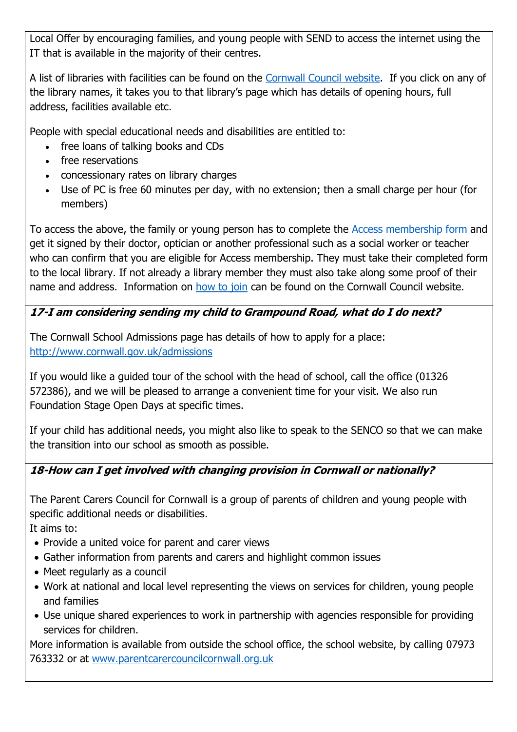Local Offer by encouraging families, and young people with SEND to access the internet using the IT that is available in the majority of their centres.

A list of libraries with facilities can be found on the Cornwall Council website. If you click on any of the library names, it takes you to that library's page which has details of opening hours, full address, facilities available etc.

People with special educational needs and disabilities are entitled to:

- free loans of talking books and CDs
- free reservations
- concessionary rates on library charges
- Use of PC is free 60 minutes per day, with no extension; then a small charge per hour (for members)

To access the above, the family or young person has to complete the Access membership form and get it signed by their doctor, optician or another professional such as a social worker or teacher who can confirm that you are eligible for Access membership. They must take their completed form to the local library. If not already a library member they must also take along some proof of their name and address. Information on how to join can be found on the Cornwall Council website.

### *17-I am considering sending my child to Grampound Road, what do I do next?*

The Cornwall School Admissions page has details of how to apply for a place: http://www.cornwall.gov.uk/admissions

If you would like a guided tour of the school with the head of school, call the office (01326 572386), and we will be pleased to arrange a convenient time for your visit. We also run Foundation Stage Open Days at specific times.

If your child has additional needs, you might also like to speak to the SENCO so that we can make the transition into our school as smooth as possible.

### *18-How can I get involved with changing provision in Cornwall or nationally?*

The Parent Carers Council for Cornwall is a group of parents of children and young people with specific additional needs or disabilities.
It aims to:

- Provide a united voice for parent and carer views
- Gather information from parents and carers and highlight common issues
- Meet regularly as a council
- Work at national and local level representing the views on services for children, young people and families
- Use unique shared experiences to work in partnership with agencies responsible for providing services for children.

More information is available from outside the school office, the school website, by calling 07973 763332 or at www.parentcarercouncilcornwall.org.uk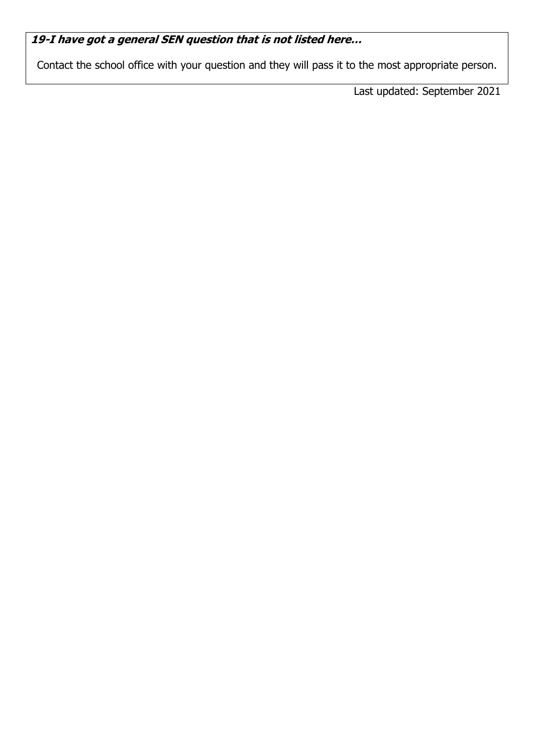***19-I have got a general SEN question that is not listed here…***

Contact the school office with your question and they will pass it to the most appropriate person.

Last updated: September 2021